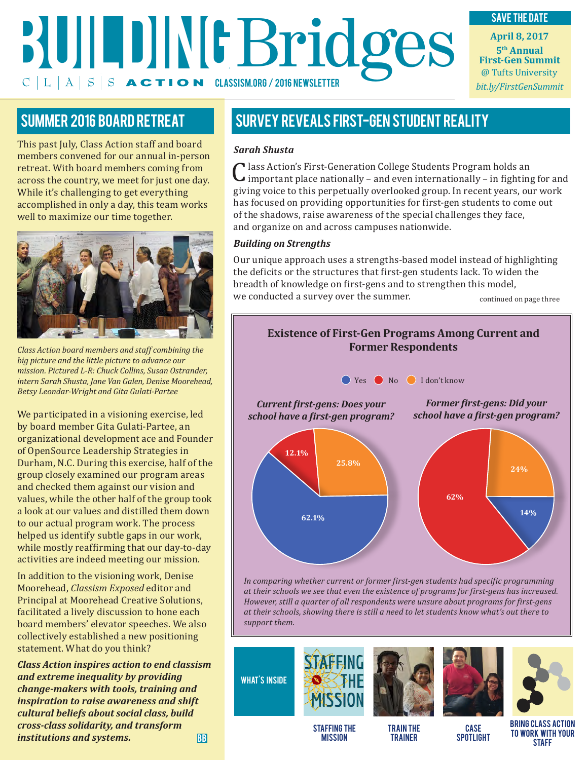# BUILDING Bridges

CLASS ACTION CLASSISM.ORG / 2016 NEWSLETTER

**SAVE THE DATE**

**April 8, 2017**
**5th Annual First-Gen Summit**
@ Tufts University
*bit.ly/FirstGenSummit*

## SUMMER 2016 BOARD RETREAT

This past July, Class Action staff and board members convened for our annual in-person retreat. With board members coming from across the country, we meet for just one day. While it's challenging to get everything accomplished in only a day, this team works well to maximize our time together.

*Class Action board members and staff combining the big picture and the little picture to advance our mission. Pictured L-R: Chuck Collins, Susan Ostrander, intern Sarah Shusta, Jane Van Galen, Denise Moorehead, Betsy Leondar-Wright and Gita Gulati-Partee*

We participated in a visioning exercise, led by board member Gita Gulati-Partee, an organizational development ace and Founder of OpenSource Leadership Strategies in Durham, N.C. During this exercise, half of the group closely examined our program areas and checked them against our vision and values, while the other half of the group took a look at our values and distilled them down to our actual program work. The process helped us identify subtle gaps in our work, while mostly reaffirming that our day-to-day activities are indeed meeting our mission.

In addition to the visioning work, Denise Moorehead, *Classism Exposed* editor and Principal at Moorehead Creative Solutions, facilitated a lively discussion to hone each board members' elevator speeches. We also collectively established a new positioning statement. What do you think?

***Class Action inspires action to end classism and extreme inequality by providing change-makers with tools, training and inspiration to raise awareness and shift cultural beliefs about social class, build cross-class solidarity, and transform institutions and systems.***

## SURVEY REVEALS FIRST-GEN STUDENT REALITY

***Sarah Shusta***

Class Action's First-Generation College Students Program holds an important place nationally – and even internationally – in fighting for and giving voice to this perpetually overlooked group. In recent years, our work has focused on providing opportunities for first-gen students to come out of the shadows, raise awareness of the special challenges they face, and organize on and across campuses nationwide.

***Building on Strengths***

Our unique approach uses a strengths-based model instead of highlighting the deficits or the structures that first-gen students lack. To widen the breadth of knowledge on first-gens and to strengthen this model, we conducted a survey over the summer.

continued on page three

**Existence of First-Gen Programs Among Current and Former Respondents**

| | Yes | No | I don't know |
|---|---|---|---|
| *Current first-gens: Does your school have a first-gen program?* | 62.1% | 12.1% | 25.8% |
| *Former first-gens: Did your school have a first-gen program?* | 14% | 62% | 24% |

*In comparing whether current or former first-gen students had specific programming at their schools we see that even the existence of programs for first-gens has increased. However, still a quarter of all respondents were unsure about programs for first-gens at their schools, showing there is still a need to let students know what's out there to support them.*

**WHAT'S INSIDE**

- STAFFING THE MISSION
- TRAIN THE TRAINER
- CASE SPOTLIGHT
- BRING CLASS ACTION TO WORK WITH YOUR STAFF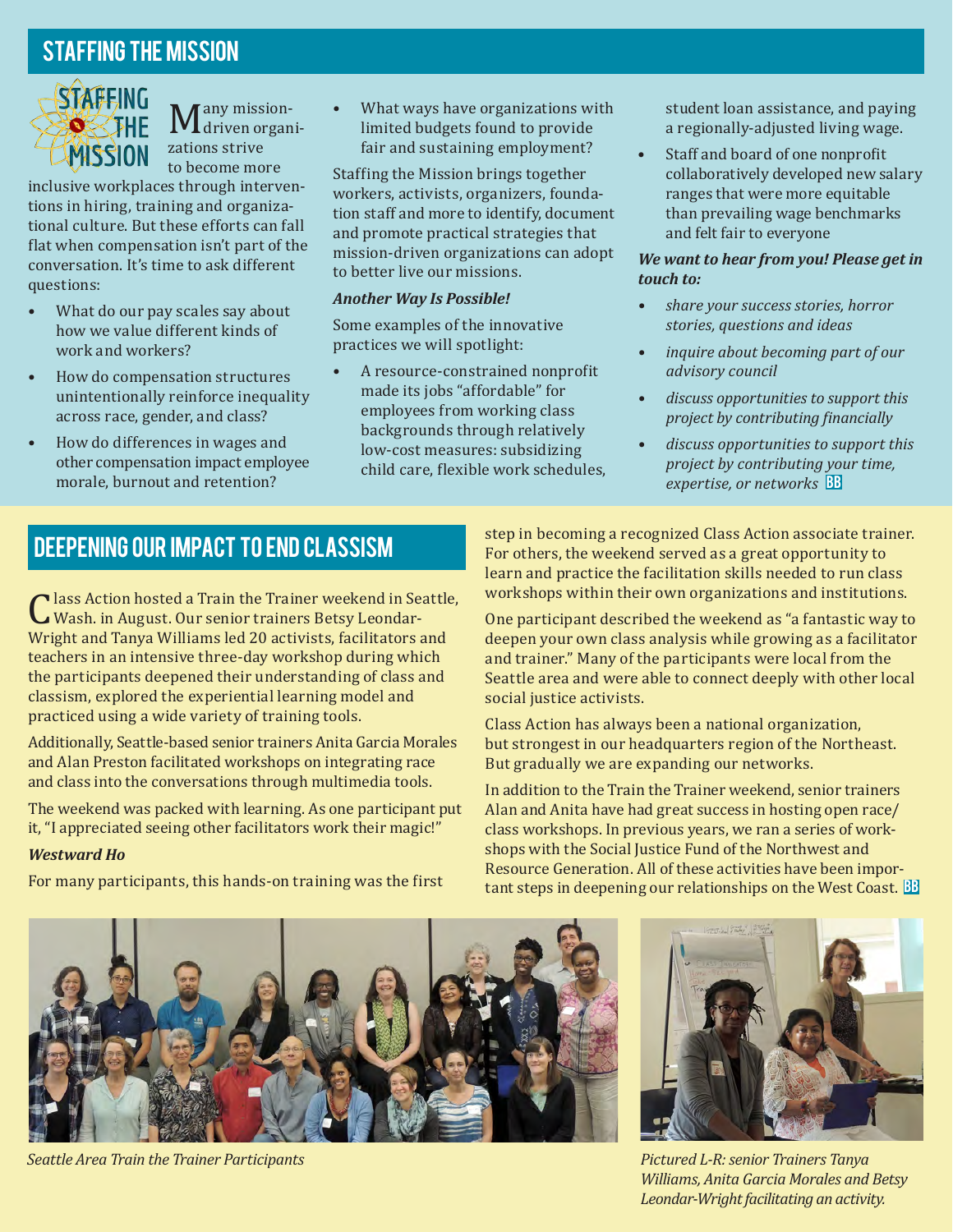## STAFFING THE MISSION

Many mission-driven organizations strive to become more inclusive workplaces through interventions in hiring, training and organizational culture. But these efforts can fall flat when compensation isn't part of the conversation. It's time to ask different questions:

- What do our pay scales say about how we value different kinds of work and workers?
- How do compensation structures unintentionally reinforce inequality across race, gender, and class?
- How do differences in wages and other compensation impact employee morale, burnout and retention?
- What ways have organizations with limited budgets found to provide fair and sustaining employment?

Staffing the Mission brings together workers, activists, organizers, foundation staff and more to identify, document and promote practical strategies that mission-driven organizations can adopt to better live our missions.

***Another Way Is Possible!***

Some examples of the innovative practices we will spotlight:

- A resource-constrained nonprofit made its jobs "affordable" for employees from working class backgrounds through relatively low-cost measures: subsidizing child care, flexible work schedules, student loan assistance, and paying a regionally-adjusted living wage.
- Staff and board of one nonprofit collaboratively developed new salary ranges that were more equitable than prevailing wage benchmarks and felt fair to everyone

***We want to hear from you! Please get in touch to:***

- *share your success stories, horror stories, questions and ideas*
- *inquire about becoming part of our advisory council*
- *discuss opportunities to support this project by contributing financially*
- *discuss opportunities to support this project by contributing your time, expertise, or networks* BB

## DEEPENING OUR IMPACT TO END CLASSISM

Class Action hosted a Train the Trainer weekend in Seattle, Wash. in August. Our senior trainers Betsy Leondar-Wright and Tanya Williams led 20 activists, facilitators and teachers in an intensive three-day workshop during which the participants deepened their understanding of class and classism, explored the experiential learning model and practiced using a wide variety of training tools.

Additionally, Seattle-based senior trainers Anita Garcia Morales and Alan Preston facilitated workshops on integrating race and class into the conversations through multimedia tools.

The weekend was packed with learning. As one participant put it, "I appreciated seeing other facilitators work their magic!"

***Westward Ho***

For many participants, this hands-on training was the first step in becoming a recognized Class Action associate trainer. For others, the weekend served as a great opportunity to learn and practice the facilitation skills needed to run class workshops within their own organizations and institutions.

One participant described the weekend as "a fantastic way to deepen your own class analysis while growing as a facilitator and trainer." Many of the participants were local from the Seattle area and were able to connect deeply with other local social justice activists.

Class Action has always been a national organization, but strongest in our headquarters region of the Northeast. But gradually we are expanding our networks.

In addition to the Train the Trainer weekend, senior trainers Alan and Anita have had great success in hosting open race/class workshops. In previous years, we ran a series of workshops with the Social Justice Fund of the Northwest and Resource Generation. All of these activities have been important steps in deepening our relationships on the West Coast. BB

*Seattle Area Train the Trainer Participants*

*Pictured L-R: senior Trainers Tanya Williams, Anita Garcia Morales and Betsy Leondar-Wright facilitating an activity.*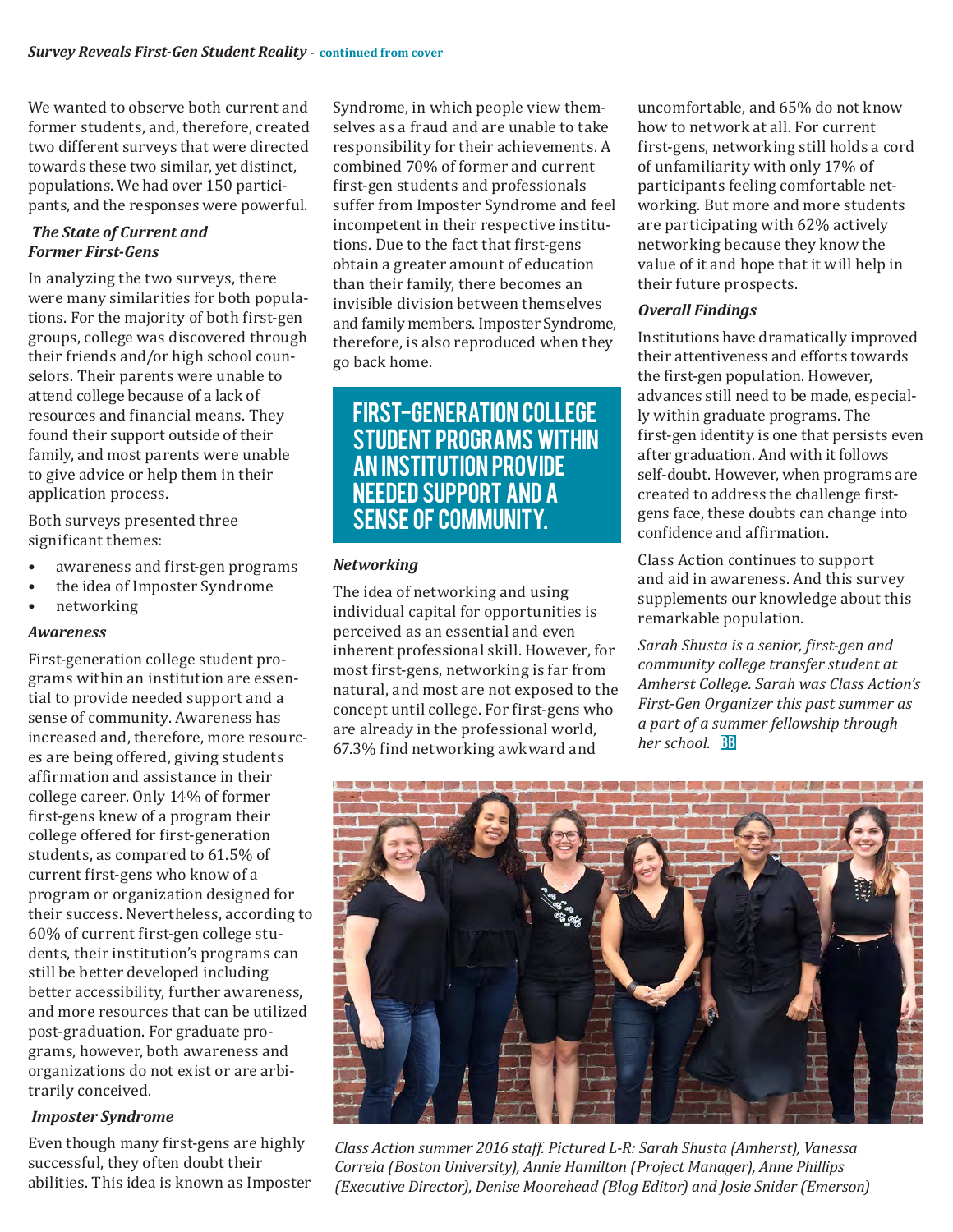*Survey Reveals First-Gen Student Reality* - continued from cover

We wanted to observe both current and former students, and, therefore, created two different surveys that were directed towards these two similar, yet distinct, populations. We had over 150 participants, and the responses were powerful.

### *The State of Current and Former First-Gens*

In analyzing the two surveys, there were many similarities for both populations. For the majority of both first-gen groups, college was discovered through their friends and/or high school counselors. Their parents were unable to attend college because of a lack of resources and financial means. They found their support outside of their family, and most parents were unable to give advice or help them in their application process.

Both surveys presented three significant themes:

- awareness and first-gen programs
- the idea of Imposter Syndrome
- networking

### *Awareness*

First-generation college student programs within an institution are essential to provide needed support and a sense of community. Awareness has increased and, therefore, more resources are being offered, giving students affirmation and assistance in their college career. Only 14% of former first-gens knew of a program their college offered for first-generation students, as compared to 61.5% of current first-gens who know of a program or organization designed for their success. Nevertheless, according to 60% of current first-gen college students, their institution's programs can still be better developed including better accessibility, further awareness, and more resources that can be utilized post-graduation. For graduate programs, however, both awareness and organizations do not exist or are arbitrarily conceived.

### *Imposter Syndrome*

Even though many first-gens are highly successful, they often doubt their abilities. This idea is known as Imposter Syndrome, in which people view themselves as a fraud and are unable to take responsibility for their achievements. A combined 70% of former and current first-gen students and professionals suffer from Imposter Syndrome and feel incompetent in their respective institutions. Due to the fact that first-gens obtain a greater amount of education than their family, there becomes an invisible division between themselves and family members. Imposter Syndrome, therefore, is also reproduced when they go back home.

> **FIRST-GENERATION COLLEGE STUDENT PROGRAMS WITHIN AN INSTITUTION PROVIDE NEEDED SUPPORT AND A SENSE OF COMMUNITY.**

### *Networking*

The idea of networking and using individual capital for opportunities is perceived as an essential and even inherent professional skill. However, for most first-gens, networking is far from natural, and most are not exposed to the concept until college. For first-gens who are already in the professional world, 67.3% find networking awkward and uncomfortable, and 65% do not know how to network at all. For current first-gens, networking still holds a cord of unfamiliarity with only 17% of participants feeling comfortable networking. But more and more students are participating with 62% actively networking because they know the value of it and hope that it will help in their future prospects.

### *Overall Findings*

Institutions have dramatically improved their attentiveness and efforts towards the first-gen population. However, advances still need to be made, especially within graduate programs. The first-gen identity is one that persists even after graduation. And with it follows self-doubt. However, when programs are created to address the challenge first-gens face, these doubts can change into confidence and affirmation.

Class Action continues to support and aid in awareness. And this survey supplements our knowledge about this remarkable population.

*Sarah Shusta is a senior, first-gen and community college transfer student at Amherst College. Sarah was Class Action's First-Gen Organizer this past summer as a part of a summer fellowship through her school.* BB

*Class Action summer 2016 staff. Pictured L-R: Sarah Shusta (Amherst), Vanessa Correia (Boston University), Annie Hamilton (Project Manager), Anne Phillips (Executive Director), Denise Moorehead (Blog Editor) and Josie Snider (Emerson)*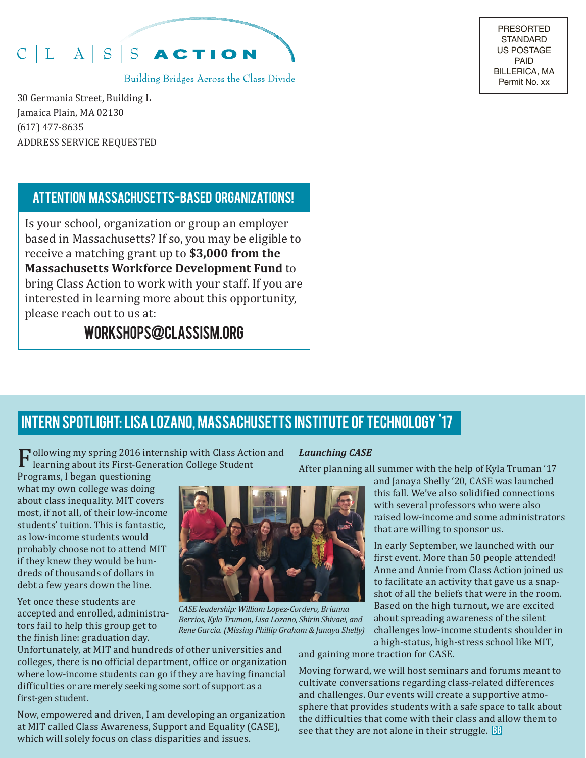# CLASS ACTION

Building Bridges Across the Class Divide

30 Germania Street, Building L
Jamaica Plain, MA 02130
(617) 477-8635
ADDRESS SERVICE REQUESTED

PRESORTED
STANDARD
US POSTAGE
PAID
BILLERICA, MA
Permit No. xx

## ATTENTION MASSACHUSETTS-BASED ORGANIZATIONS!

Is your school, organization or group an employer based in Massachusetts? If so, you may be eligible to receive a matching grant up to **$3,000 from the Massachusetts Workforce Development Fund** to bring Class Action to work with your staff. If you are interested in learning more about this opportunity, please reach out to us at:

**WORKSHOPS@CLASSISM.ORG**

## INTERN SPOTLIGHT: LISA LOZANO, MASSACHUSETTS INSTITUTE OF TECHNOLOGY '17

Following my spring 2016 internship with Class Action and learning about its First-Generation College Student Programs, I began questioning what my own college was doing about class inequality. MIT covers most, if not all, of their low-income students' tuition. This is fantastic, as low-income students would probably choose not to attend MIT if they knew they would be hundreds of thousands of dollars in debt a few years down the line.

*CASE leadership: William Lopez-Cordero, Brianna Berrios, Kyla Truman, Lisa Lozano, Shirin Shivaei, and Rene Garcia. (Missing Phillip Graham & Janaya Shelly)*

Yet once these students are accepted and enrolled, administrators fail to help this group get to the finish line: graduation day. Unfortunately, at MIT and hundreds of other universities and colleges, there is no official department, office or organization where low-income students can go if they are having financial difficulties or are merely seeking some sort of support as a first-gen student.

Now, empowered and driven, I am developing an organization at MIT called Class Awareness, Support and Equality (CASE), which will solely focus on class disparities and issues.

***Launching CASE***

After planning all summer with the help of Kyla Truman '17 and Janaya Shelly '20, CASE was launched this fall. We've also solidified connections with several professors who were also raised low-income and some administrators that are willing to sponsor us.

In early September, we launched with our first event. More than 50 people attended! Anne and Annie from Class Action joined us to facilitate an activity that gave us a snapshot of all the beliefs that were in the room. Based on the high turnout, we are excited about spreading awareness of the silent challenges low-income students shoulder in a high-status, high-stress school like MIT, and gaining more traction for CASE.

Moving forward, we will host seminars and forums meant to cultivate conversations regarding class-related differences and challenges. Our events will create a supportive atmosphere that provides students with a safe space to talk about the difficulties that come with their class and allow them to see that they are not alone in their struggle. BB